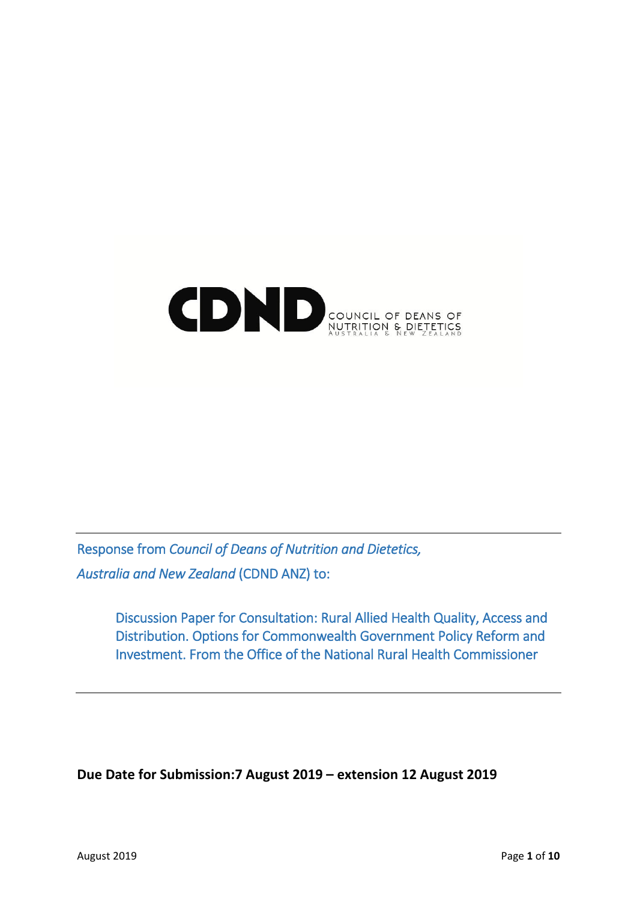CDND COUNCIL OF DEANS OF NUTRITION & DIETETICS AUSTRALIA & NEW ZEALAND

Response from *Council of Deans of Nutrition and Dietetics, Australia and New Zealand* (CDND ANZ) to:

> Discussion Paper for Consultation: Rural Allied Health Quality, Access and Distribution. Options for Commonwealth Government Policy Reform and Investment. From the Office of the National Rural Health Commissioner

**Due Date for Submission:7 August 2019 – extension 12 August 2019**

August 2019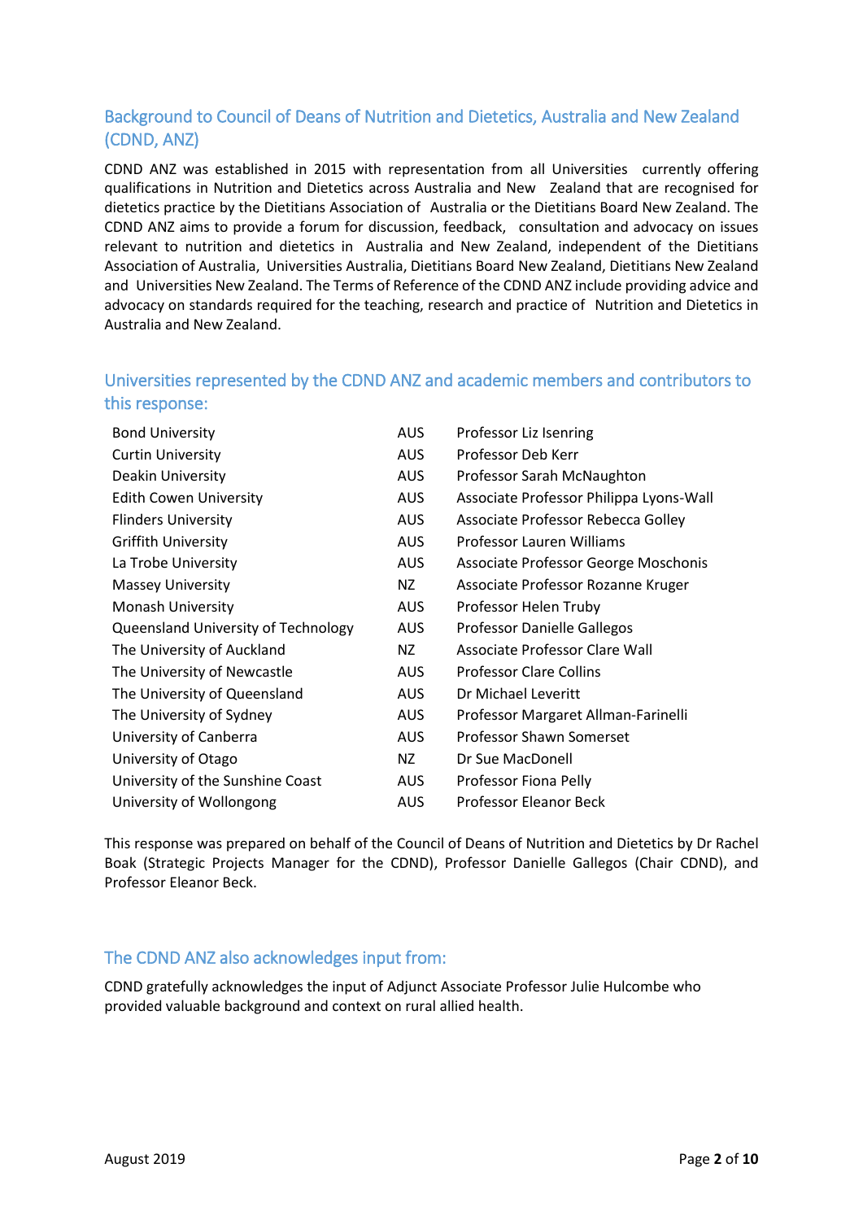## Background to Council of Deans of Nutrition and Dietetics, Australia and New Zealand (CDND, ANZ)

CDND ANZ was established in 2015 with representation from all Universities currently offering qualifications in Nutrition and Dietetics across Australia and New Zealand that are recognised for dietetics practice by the Dietitians Association of Australia or the Dietitians Board New Zealand. The CDND ANZ aims to provide a forum for discussion, feedback, consultation and advocacy on issues relevant to nutrition and dietetics in Australia and New Zealand, independent of the Dietitians Association of Australia, Universities Australia, Dietitians Board New Zealand, Dietitians New Zealand and Universities New Zealand. The Terms of Reference of the CDND ANZ include providing advice and advocacy on standards required for the teaching, research and practice of Nutrition and Dietetics in Australia and New Zealand.

## Universities represented by the CDND ANZ and academic members and contributors to this response:

| University | Country | Member |
|---|---|---|
| Bond University | AUS | Professor Liz Isenring |
| Curtin University | AUS | Professor Deb Kerr |
| Deakin University | AUS | Professor Sarah McNaughton |
| Edith Cowen University | AUS | Associate Professor Philippa Lyons-Wall |
| Flinders University | AUS | Associate Professor Rebecca Golley |
| Griffith University | AUS | Professor Lauren Williams |
| La Trobe University | AUS | Associate Professor George Moschonis |
| Massey University | NZ | Associate Professor Rozanne Kruger |
| Monash University | AUS | Professor Helen Truby |
| Queensland University of Technology | AUS | Professor Danielle Gallegos |
| The University of Auckland | NZ | Associate Professor Clare Wall |
| The University of Newcastle | AUS | Professor Clare Collins |
| The University of Queensland | AUS | Dr Michael Leveritt |
| The University of Sydney | AUS | Professor Margaret Allman-Farinelli |
| University of Canberra | AUS | Professor Shawn Somerset |
| University of Otago | NZ | Dr Sue MacDonell |
| University of the Sunshine Coast | AUS | Professor Fiona Pelly |
| University of Wollongong | AUS | Professor Eleanor Beck |

This response was prepared on behalf of the Council of Deans of Nutrition and Dietetics by Dr Rachel Boak (Strategic Projects Manager for the CDND), Professor Danielle Gallegos (Chair CDND), and Professor Eleanor Beck.

## The CDND ANZ also acknowledges input from:

CDND gratefully acknowledges the input of Adjunct Associate Professor Julie Hulcombe who provided valuable background and context on rural allied health.

August 2019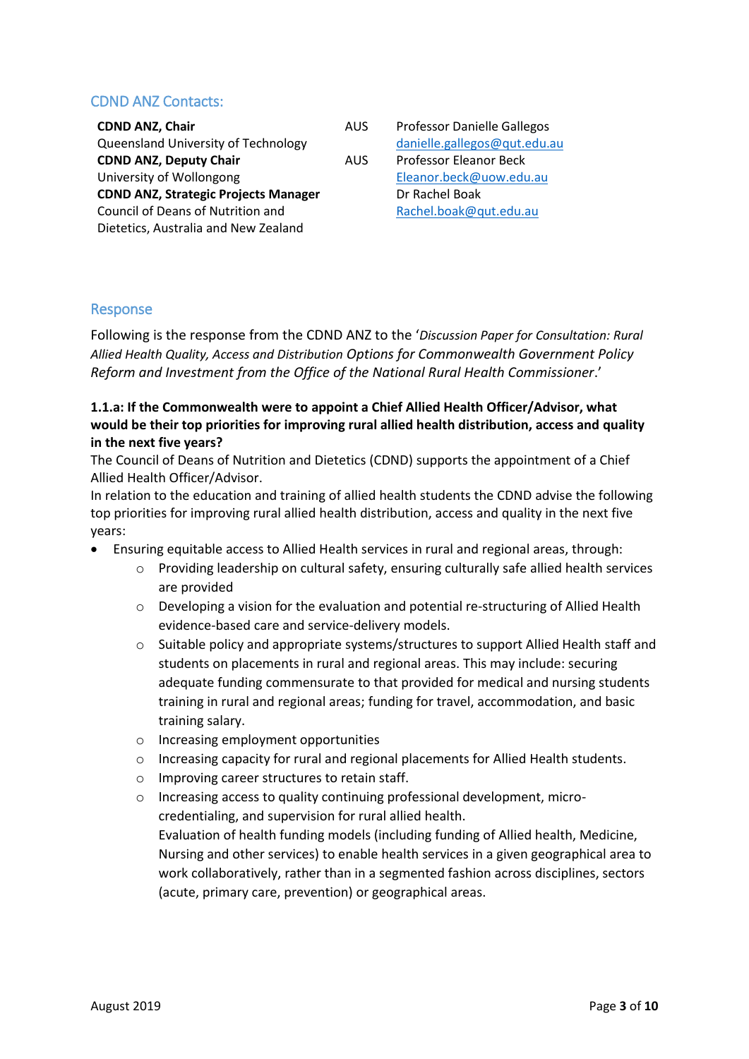## CDND ANZ Contacts:

| | | |
|---|---|---|
| **CDND ANZ, Chair**<br>Queensland University of Technology | AUS | Professor Danielle Gallegos<br>danielle.gallegos@qut.edu.au |
| **CDND ANZ, Deputy Chair**<br>University of Wollongong | AUS | Professor Eleanor Beck<br>Eleanor.beck@uow.edu.au |
| **CDND ANZ, Strategic Projects Manager**<br>Council of Deans of Nutrition and Dietetics, Australia and New Zealand | | Dr Rachel Boak<br>Rachel.boak@qut.edu.au |

## Response

Following is the response from the CDND ANZ to the '*Discussion Paper for Consultation: Rural Allied Health Quality, Access and Distribution Options for Commonwealth Government Policy Reform and Investment from the Office of the National Rural Health Commissioner*.'

**1.1.a: If the Commonwealth were to appoint a Chief Allied Health Officer/Advisor, what would be their top priorities for improving rural allied health distribution, access and quality in the next five years?**

The Council of Deans of Nutrition and Dietetics (CDND) supports the appointment of a Chief Allied Health Officer/Advisor.

In relation to the education and training of allied health students the CDND advise the following top priorities for improving rural allied health distribution, access and quality in the next five years:

- Ensuring equitable access to Allied Health services in rural and regional areas, through:
  - Providing leadership on cultural safety, ensuring culturally safe allied health services are provided
  - Developing a vision for the evaluation and potential re-structuring of Allied Health evidence-based care and service-delivery models.
  - Suitable policy and appropriate systems/structures to support Allied Health staff and students on placements in rural and regional areas. This may include: securing adequate funding commensurate to that provided for medical and nursing students training in rural and regional areas; funding for travel, accommodation, and basic training salary.
  - Increasing employment opportunities
  - Increasing capacity for rural and regional placements for Allied Health students.
  - Improving career structures to retain staff.
  - Increasing access to quality continuing professional development, micro-credentialing, and supervision for rural allied health.

    Evaluation of health funding models (including funding of Allied health, Medicine, Nursing and other services) to enable health services in a given geographical area to work collaboratively, rather than in a segmented fashion across disciplines, sectors (acute, primary care, prevention) or geographical areas.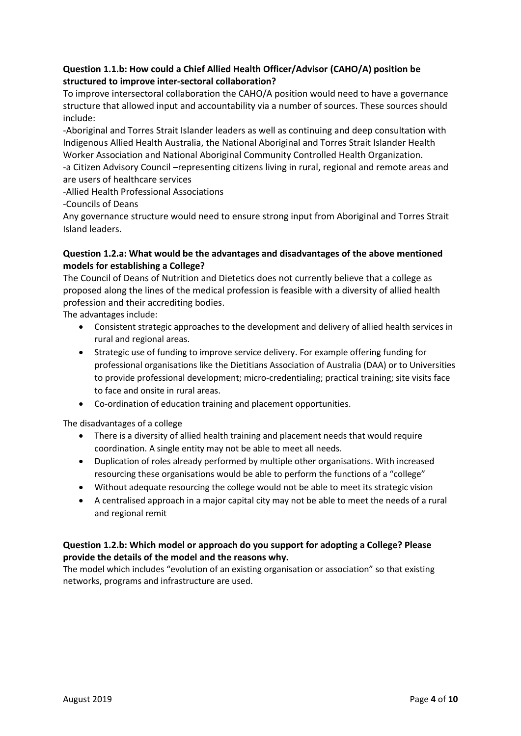**Question 1.1.b: How could a Chief Allied Health Officer/Advisor (CAHO/A) position be structured to improve inter-sectoral collaboration?**

To improve intersectoral collaboration the CAHO/A position would need to have a governance structure that allowed input and accountability via a number of sources. These sources should include:

-Aboriginal and Torres Strait Islander leaders as well as continuing and deep consultation with Indigenous Allied Health Australia, the National Aboriginal and Torres Strait Islander Health Worker Association and National Aboriginal Community Controlled Health Organization.

-a Citizen Advisory Council –representing citizens living in rural, regional and remote areas and are users of healthcare services

-Allied Health Professional Associations

-Councils of Deans

Any governance structure would need to ensure strong input from Aboriginal and Torres Strait Island leaders.

**Question 1.2.a: What would be the advantages and disadvantages of the above mentioned models for establishing a College?**

The Council of Deans of Nutrition and Dietetics does not currently believe that a college as proposed along the lines of the medical profession is feasible with a diversity of allied health profession and their accrediting bodies.

The advantages include:

- Consistent strategic approaches to the development and delivery of allied health services in rural and regional areas.
- Strategic use of funding to improve service delivery. For example offering funding for professional organisations like the Dietitians Association of Australia (DAA) or to Universities to provide professional development; micro-credentialing; practical training; site visits face to face and onsite in rural areas.
- Co-ordination of education training and placement opportunities.

The disadvantages of a college

- There is a diversity of allied health training and placement needs that would require coordination. A single entity may not be able to meet all needs.
- Duplication of roles already performed by multiple other organisations. With increased resourcing these organisations would be able to perform the functions of a "college"
- Without adequate resourcing the college would not be able to meet its strategic vision
- A centralised approach in a major capital city may not be able to meet the needs of a rural and regional remit

**Question 1.2.b: Which model or approach do you support for adopting a College? Please provide the details of the model and the reasons why.**

The model which includes "evolution of an existing organisation or association" so that existing networks, programs and infrastructure are used.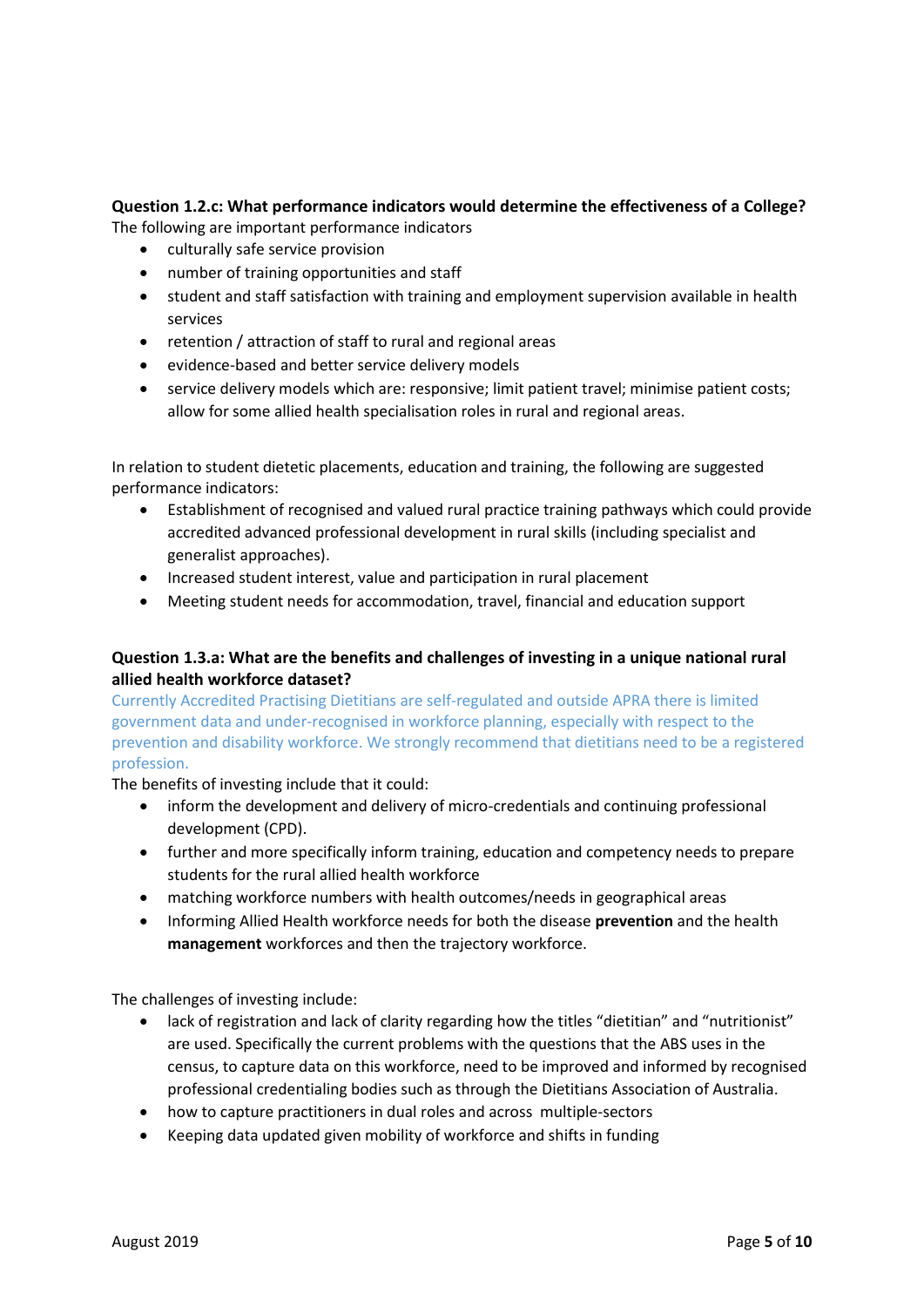**Question 1.2.c: What performance indicators would determine the effectiveness of a College?**

The following are important performance indicators

- culturally safe service provision
- number of training opportunities and staff
- student and staff satisfaction with training and employment supervision available in health services
- retention / attraction of staff to rural and regional areas
- evidence-based and better service delivery models
- service delivery models which are: responsive; limit patient travel; minimise patient costs; allow for some allied health specialisation roles in rural and regional areas.

In relation to student dietetic placements, education and training, the following are suggested performance indicators:

- Establishment of recognised and valued rural practice training pathways which could provide accredited advanced professional development in rural skills (including specialist and generalist approaches).
- Increased student interest, value and participation in rural placement
- Meeting student needs for accommodation, travel, financial and education support

**Question 1.3.a: What are the benefits and challenges of investing in a unique national rural allied health workforce dataset?**

Currently Accredited Practising Dietitians are self-regulated and outside APRA there is limited government data and under-recognised in workforce planning, especially with respect to the prevention and disability workforce. We strongly recommend that dietitians need to be a registered profession.

The benefits of investing include that it could:

- inform the development and delivery of micro-credentials and continuing professional development (CPD).
- further and more specifically inform training, education and competency needs to prepare students for the rural allied health workforce
- matching workforce numbers with health outcomes/needs in geographical areas
- Informing Allied Health workforce needs for both the disease **prevention** and the health **management** workforces and then the trajectory workforce.

The challenges of investing include:

- lack of registration and lack of clarity regarding how the titles "dietitian" and "nutritionist" are used. Specifically the current problems with the questions that the ABS uses in the census, to capture data on this workforce, need to be improved and informed by recognised professional credentialing bodies such as through the Dietitians Association of Australia.
- how to capture practitioners in dual roles and across multiple-sectors
- Keeping data updated given mobility of workforce and shifts in funding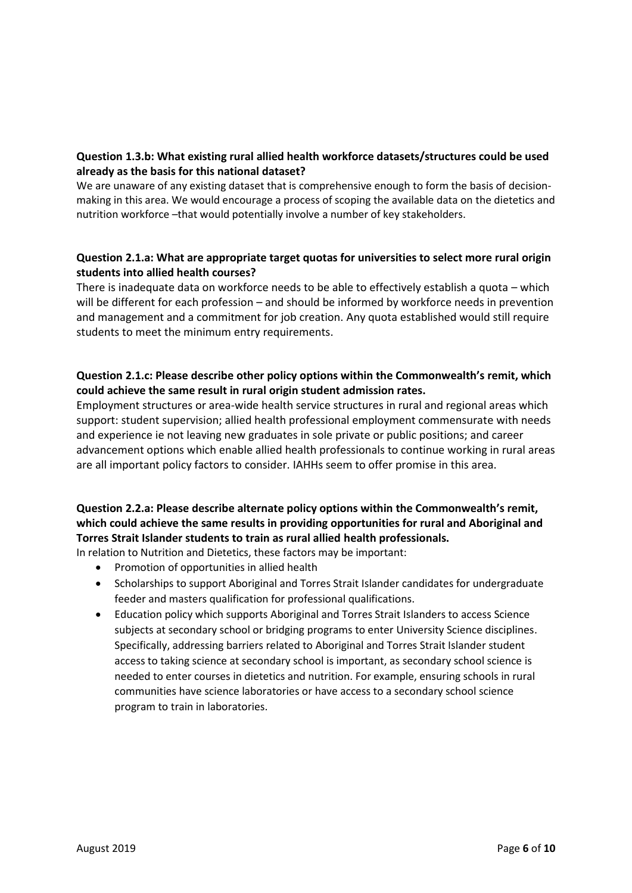**Question 1.3.b: What existing rural allied health workforce datasets/structures could be used already as the basis for this national dataset?**

We are unaware of any existing dataset that is comprehensive enough to form the basis of decision-making in this area. We would encourage a process of scoping the available data on the dietetics and nutrition workforce –that would potentially involve a number of key stakeholders.

**Question 2.1.a: What are appropriate target quotas for universities to select more rural origin students into allied health courses?**

There is inadequate data on workforce needs to be able to effectively establish a quota – which will be different for each profession – and should be informed by workforce needs in prevention and management and a commitment for job creation. Any quota established would still require students to meet the minimum entry requirements.

**Question 2.1.c: Please describe other policy options within the Commonwealth's remit, which could achieve the same result in rural origin student admission rates.**

Employment structures or area-wide health service structures in rural and regional areas which support: student supervision; allied health professional employment commensurate with needs and experience ie not leaving new graduates in sole private or public positions; and career advancement options which enable allied health professionals to continue working in rural areas are all important policy factors to consider. IAHHs seem to offer promise in this area.

**Question 2.2.a: Please describe alternate policy options within the Commonwealth's remit, which could achieve the same results in providing opportunities for rural and Aboriginal and Torres Strait Islander students to train as rural allied health professionals.**

In relation to Nutrition and Dietetics, these factors may be important:

- Promotion of opportunities in allied health
- Scholarships to support Aboriginal and Torres Strait Islander candidates for undergraduate feeder and masters qualification for professional qualifications.
- Education policy which supports Aboriginal and Torres Strait Islanders to access Science subjects at secondary school or bridging programs to enter University Science disciplines. Specifically, addressing barriers related to Aboriginal and Torres Strait Islander student access to taking science at secondary school is important, as secondary school science is needed to enter courses in dietetics and nutrition. For example, ensuring schools in rural communities have science laboratories or have access to a secondary school science program to train in laboratories.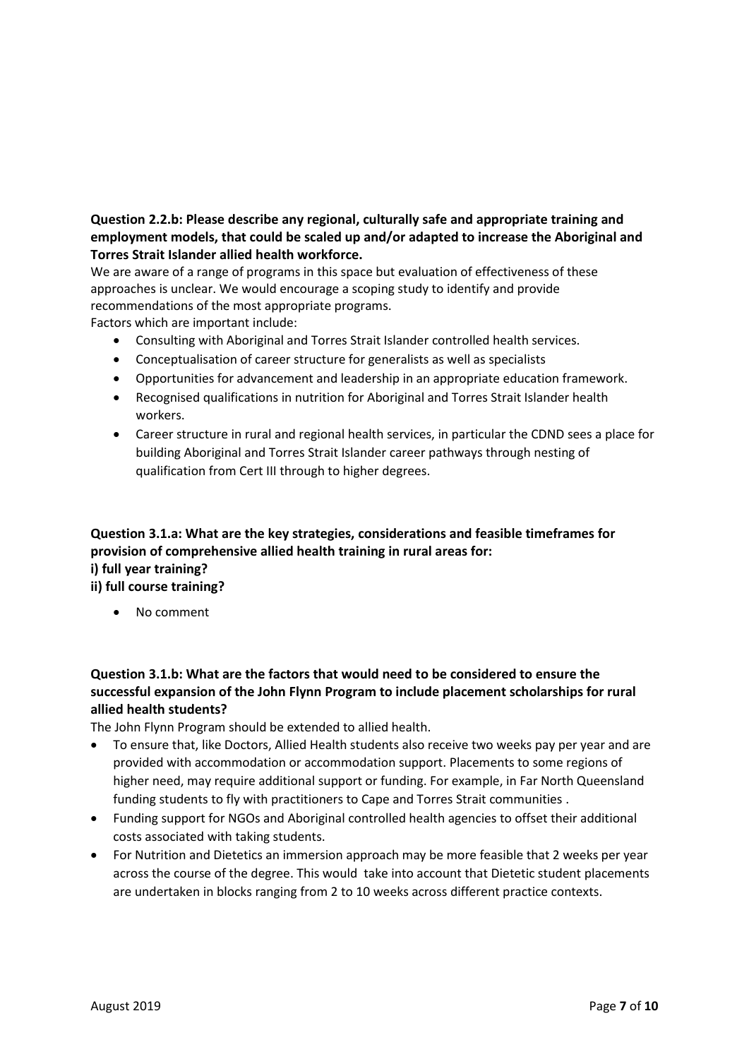**Question 2.2.b: Please describe any regional, culturally safe and appropriate training and employment models, that could be scaled up and/or adapted to increase the Aboriginal and Torres Strait Islander allied health workforce.**

We are aware of a range of programs in this space but evaluation of effectiveness of these approaches is unclear. We would encourage a scoping study to identify and provide recommendations of the most appropriate programs.

Factors which are important include:

- Consulting with Aboriginal and Torres Strait Islander controlled health services.
- Conceptualisation of career structure for generalists as well as specialists
- Opportunities for advancement and leadership in an appropriate education framework.
- Recognised qualifications in nutrition for Aboriginal and Torres Strait Islander health workers.
- Career structure in rural and regional health services, in particular the CDND sees a place for building Aboriginal and Torres Strait Islander career pathways through nesting of qualification from Cert III through to higher degrees.

**Question 3.1.a: What are the key strategies, considerations and feasible timeframes for provision of comprehensive allied health training in rural areas for:**
**i) full year training?**
**ii) full course training?**

- No comment

**Question 3.1.b: What are the factors that would need to be considered to ensure the successful expansion of the John Flynn Program to include placement scholarships for rural allied health students?**

The John Flynn Program should be extended to allied health.

- To ensure that, like Doctors, Allied Health students also receive two weeks pay per year and are provided with accommodation or accommodation support. Placements to some regions of higher need, may require additional support or funding. For example, in Far North Queensland funding students to fly with practitioners to Cape and Torres Strait communities .
- Funding support for NGOs and Aboriginal controlled health agencies to offset their additional costs associated with taking students.
- For Nutrition and Dietetics an immersion approach may be more feasible that 2 weeks per year across the course of the degree. This would take into account that Dietetic student placements are undertaken in blocks ranging from 2 to 10 weeks across different practice contexts.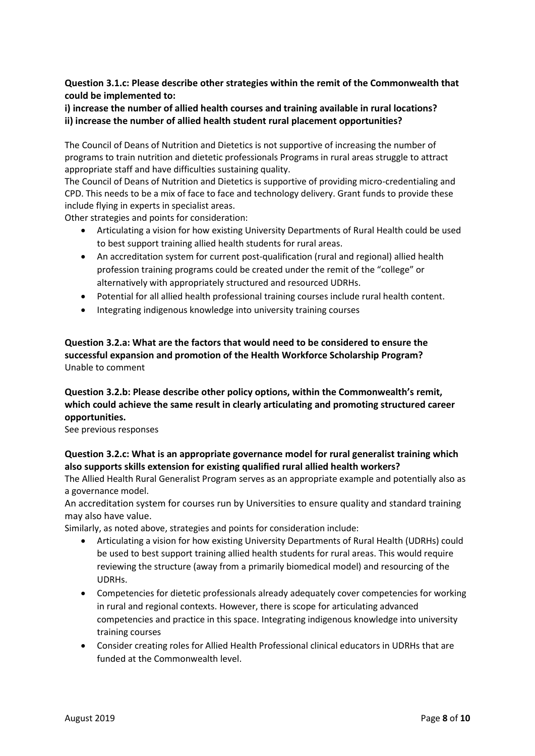**Question 3.1.c: Please describe other strategies within the remit of the Commonwealth that could be implemented to:**

**i) increase the number of allied health courses and training available in rural locations?**
**ii) increase the number of allied health student rural placement opportunities?**

The Council of Deans of Nutrition and Dietetics is not supportive of increasing the number of programs to train nutrition and dietetic professionals Programs in rural areas struggle to attract appropriate staff and have difficulties sustaining quality.

The Council of Deans of Nutrition and Dietetics is supportive of providing micro-credentialing and CPD. This needs to be a mix of face to face and technology delivery. Grant funds to provide these include flying in experts in specialist areas.

Other strategies and points for consideration:

- Articulating a vision for how existing University Departments of Rural Health could be used to best support training allied health students for rural areas.
- An accreditation system for current post-qualification (rural and regional) allied health profession training programs could be created under the remit of the "college" or alternatively with appropriately structured and resourced UDRHs.
- Potential for all allied health professional training courses include rural health content.
- Integrating indigenous knowledge into university training courses

**Question 3.2.a: What are the factors that would need to be considered to ensure the successful expansion and promotion of the Health Workforce Scholarship Program?**

Unable to comment

**Question 3.2.b: Please describe other policy options, within the Commonwealth's remit, which could achieve the same result in clearly articulating and promoting structured career opportunities.**

See previous responses

**Question 3.2.c: What is an appropriate governance model for rural generalist training which also supports skills extension for existing qualified rural allied health workers?**

The Allied Health Rural Generalist Program serves as an appropriate example and potentially also as a governance model.

An accreditation system for courses run by Universities to ensure quality and standard training may also have value.

Similarly, as noted above, strategies and points for consideration include:

- Articulating a vision for how existing University Departments of Rural Health (UDRHs) could be used to best support training allied health students for rural areas. This would require reviewing the structure (away from a primarily biomedical model) and resourcing of the UDRHs.
- Competencies for dietetic professionals already adequately cover competencies for working in rural and regional contexts. However, there is scope for articulating advanced competencies and practice in this space. Integrating indigenous knowledge into university training courses
- Consider creating roles for Allied Health Professional clinical educators in UDRHs that are funded at the Commonwealth level.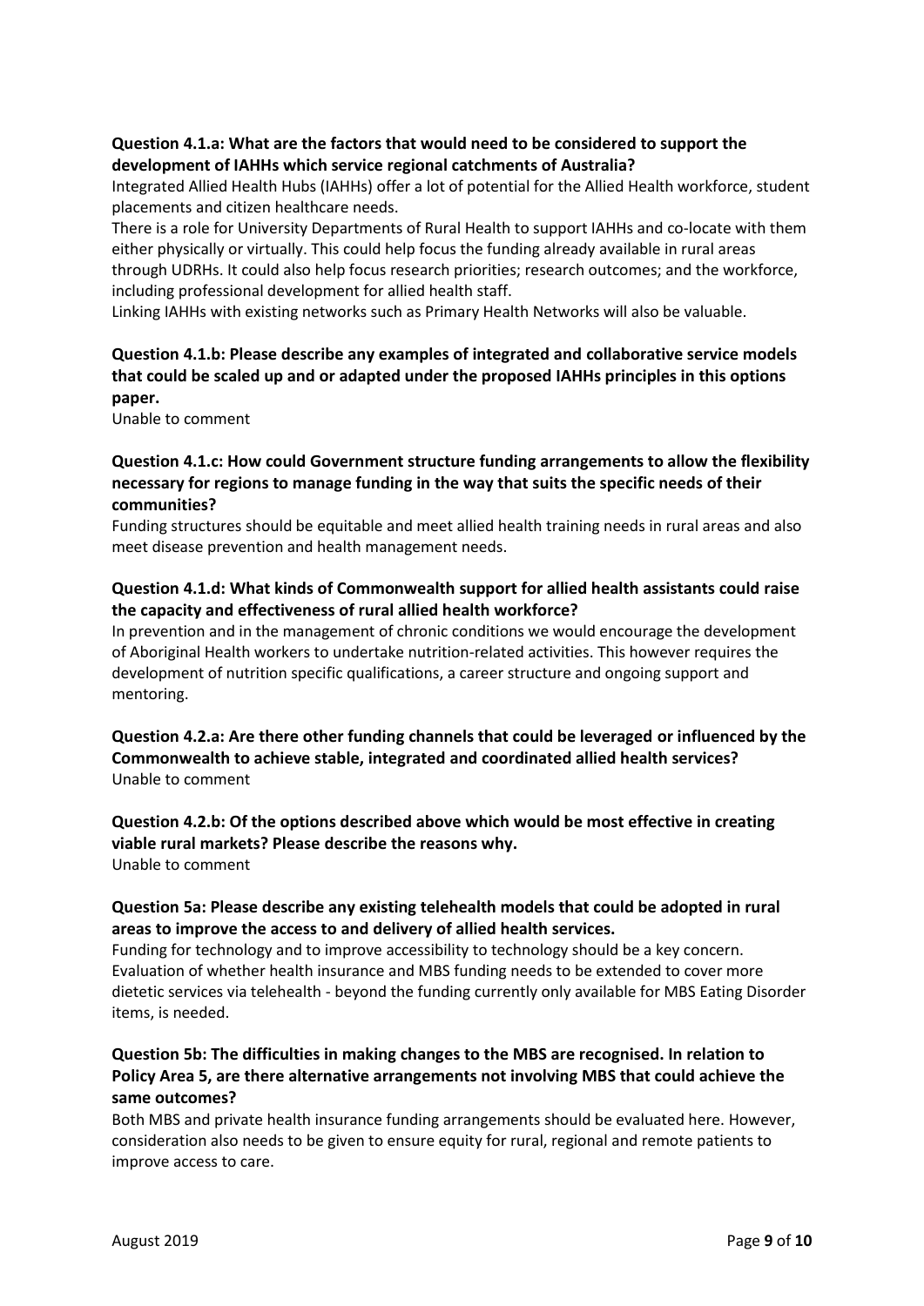**Question 4.1.a: What are the factors that would need to be considered to support the development of IAHHs which service regional catchments of Australia?**

Integrated Allied Health Hubs (IAHHs) offer a lot of potential for the Allied Health workforce, student placements and citizen healthcare needs.

There is a role for University Departments of Rural Health to support IAHHs and co-locate with them either physically or virtually. This could help focus the funding already available in rural areas through UDRHs. It could also help focus research priorities; research outcomes; and the workforce, including professional development for allied health staff.

Linking IAHHs with existing networks such as Primary Health Networks will also be valuable.

**Question 4.1.b: Please describe any examples of integrated and collaborative service models that could be scaled up and or adapted under the proposed IAHHs principles in this options paper.**

Unable to comment

**Question 4.1.c: How could Government structure funding arrangements to allow the flexibility necessary for regions to manage funding in the way that suits the specific needs of their communities?**

Funding structures should be equitable and meet allied health training needs in rural areas and also meet disease prevention and health management needs.

**Question 4.1.d: What kinds of Commonwealth support for allied health assistants could raise the capacity and effectiveness of rural allied health workforce?**

In prevention and in the management of chronic conditions we would encourage the development of Aboriginal Health workers to undertake nutrition-related activities. This however requires the development of nutrition specific qualifications, a career structure and ongoing support and mentoring.

**Question 4.2.a: Are there other funding channels that could be leveraged or influenced by the Commonwealth to achieve stable, integrated and coordinated allied health services?**

Unable to comment

**Question 4.2.b: Of the options described above which would be most effective in creating viable rural markets? Please describe the reasons why.**

Unable to comment

**Question 5a: Please describe any existing telehealth models that could be adopted in rural areas to improve the access to and delivery of allied health services.**

Funding for technology and to improve accessibility to technology should be a key concern. Evaluation of whether health insurance and MBS funding needs to be extended to cover more dietetic services via telehealth - beyond the funding currently only available for MBS Eating Disorder items, is needed.

**Question 5b: The difficulties in making changes to the MBS are recognised. In relation to Policy Area 5, are there alternative arrangements not involving MBS that could achieve the same outcomes?**

Both MBS and private health insurance funding arrangements should be evaluated here. However, consideration also needs to be given to ensure equity for rural, regional and remote patients to improve access to care.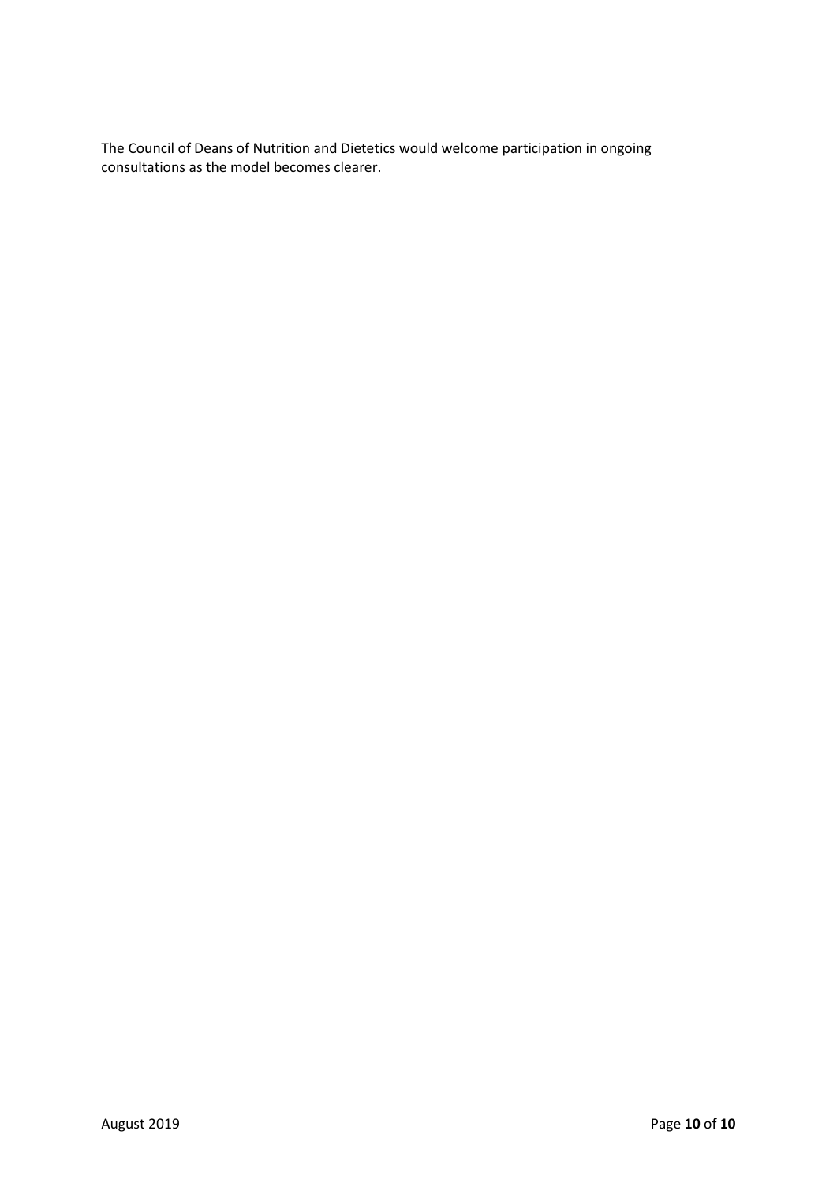The Council of Deans of Nutrition and Dietetics would welcome participation in ongoing consultations as the model becomes clearer.